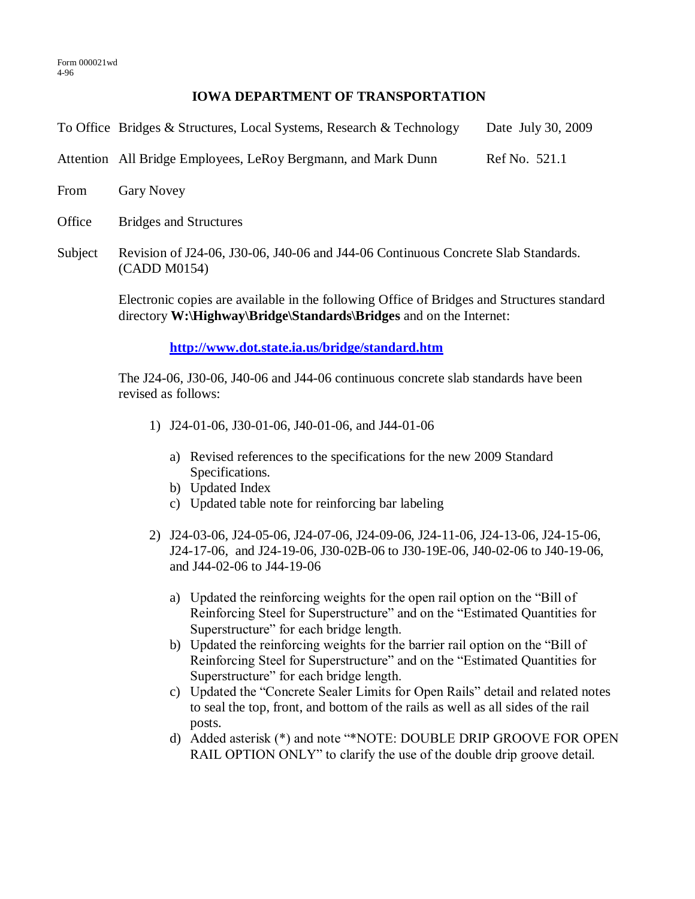Form 000021wd
4-96

# IOWA DEPARTMENT OF TRANSPORTATION

To Office Bridges & Structures, Local Systems, Research & Technology   Date July 30, 2009

Attention All Bridge Employees, LeRoy Bergmann, and Mark Dunn   Ref No. 521.1

From Gary Novey

Office Bridges and Structures

Subject Revision of J24-06, J30-06, J40-06 and J44-06 Continuous Concrete Slab Standards. (CADD M0154)

Electronic copies are available in the following Office of Bridges and Structures standard directory **W:\Highway\Bridge\Standards\Bridges** and on the Internet:

**http://www.dot.state.ia.us/bridge/standard.htm**

The J24-06, J30-06, J40-06 and J44-06 continuous concrete slab standards have been revised as follows:

1) J24-01-06, J30-01-06, J40-01-06, and J44-01-06

   a) Revised references to the specifications for the new 2009 Standard Specifications.
   b) Updated Index
   c) Updated table note for reinforcing bar labeling

2) J24-03-06, J24-05-06, J24-07-06, J24-09-06, J24-11-06, J24-13-06, J24-15-06, J24-17-06, and J24-19-06, J30-02B-06 to J30-19E-06, J40-02-06 to J40-19-06, and J44-02-06 to J44-19-06

   a) Updated the reinforcing weights for the open rail option on the "Bill of Reinforcing Steel for Superstructure" and on the "Estimated Quantities for Superstructure" for each bridge length.
   b) Updated the reinforcing weights for the barrier rail option on the "Bill of Reinforcing Steel for Superstructure" and on the "Estimated Quantities for Superstructure" for each bridge length.
   c) Updated the "Concrete Sealer Limits for Open Rails" detail and related notes to seal the top, front, and bottom of the rails as well as all sides of the rail posts.
   d) Added asterisk (*) and note "*NOTE: DOUBLE DRIP GROOVE FOR OPEN RAIL OPTION ONLY" to clarify the use of the double drip groove detail.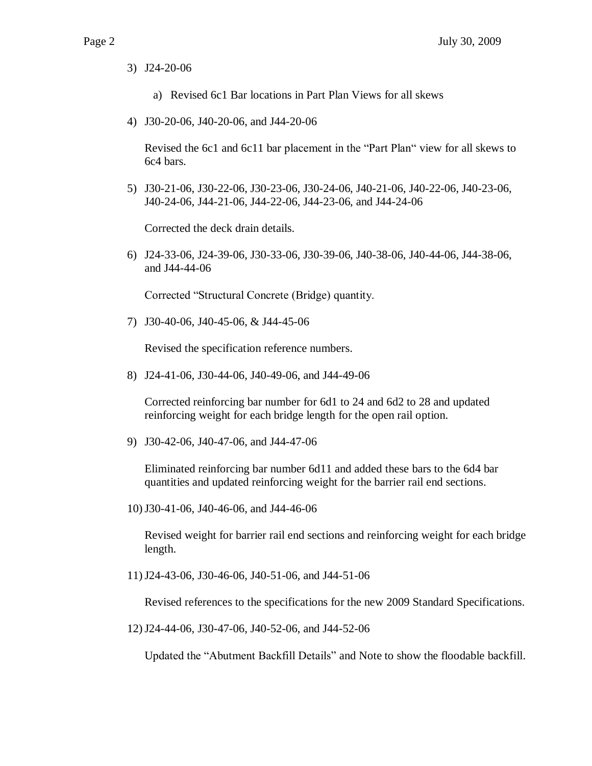3) J24-20-06

    a) Revised 6c1 Bar locations in Part Plan Views for all skews

4) J30-20-06, J40-20-06, and J44-20-06

    Revised the 6c1 and 6c11 bar placement in the "Part Plan" view for all skews to 6c4 bars.

5) J30-21-06, J30-22-06, J30-23-06, J30-24-06, J40-21-06, J40-22-06, J40-23-06, J40-24-06, J44-21-06, J44-22-06, J44-23-06, and J44-24-06

    Corrected the deck drain details.

6) J24-33-06, J24-39-06, J30-33-06, J30-39-06, J40-38-06, J40-44-06, J44-38-06, and J44-44-06

    Corrected "Structural Concrete (Bridge) quantity.

7) J30-40-06, J40-45-06, & J44-45-06

    Revised the specification reference numbers.

8) J24-41-06, J30-44-06, J40-49-06, and J44-49-06

    Corrected reinforcing bar number for 6d1 to 24 and 6d2 to 28 and updated reinforcing weight for each bridge length for the open rail option.

9) J30-42-06, J40-47-06, and J44-47-06

    Eliminated reinforcing bar number 6d11 and added these bars to the 6d4 bar quantities and updated reinforcing weight for the barrier rail end sections.

10) J30-41-06, J40-46-06, and J44-46-06

    Revised weight for barrier rail end sections and reinforcing weight for each bridge length.

11) J24-43-06, J30-46-06, J40-51-06, and J44-51-06

    Revised references to the specifications for the new 2009 Standard Specifications.

12) J24-44-06, J30-47-06, J40-52-06, and J44-52-06

    Updated the "Abutment Backfill Details" and Note to show the floodable backfill.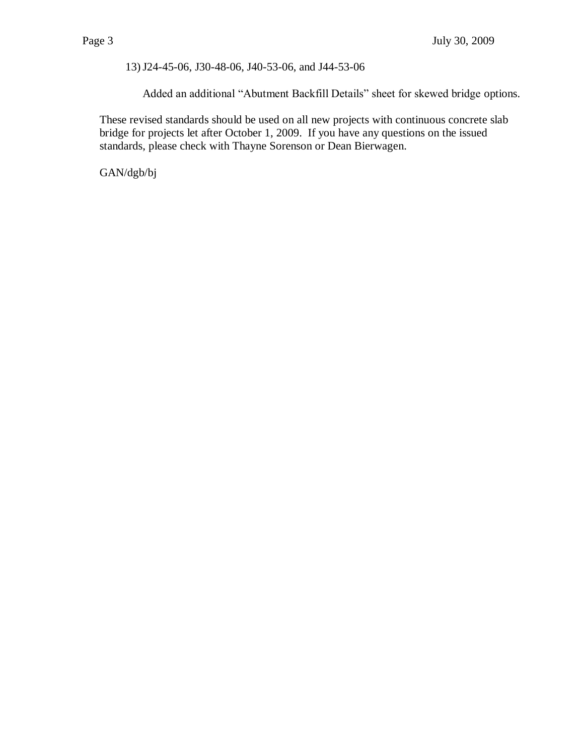13) J24-45-06, J30-48-06, J40-53-06, and J44-53-06

    Added an additional "Abutment Backfill Details" sheet for skewed bridge options.

These revised standards should be used on all new projects with continuous concrete slab bridge for projects let after October 1, 2009. If you have any questions on the issued standards, please check with Thayne Sorenson or Dean Bierwagen.

GAN/dgb/bj